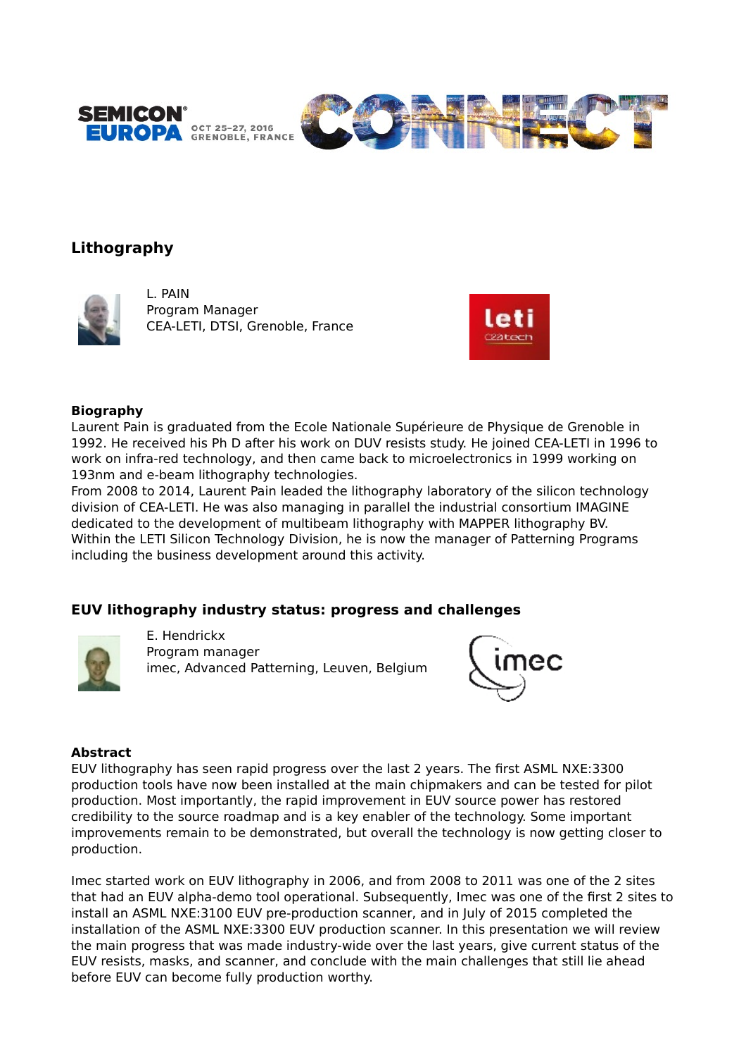SEMICON EUROPA OCT 25-27, 2016 GRENOBLE, FRANCE CONNECT

## Lithography

L. PAIN
Program Manager
CEA-LETI, DTSI, Grenoble, France

**Biography**

Laurent Pain is graduated from the Ecole Nationale Supérieure de Physique de Grenoble in 1992. He received his Ph D after his work on DUV resists study. He joined CEA-LETI in 1996 to work on infra-red technology, and then came back to microelectronics in 1999 working on 193nm and e-beam lithography technologies.
From 2008 to 2014, Laurent Pain leaded the lithography laboratory of the silicon technology division of CEA-LETI. He was also managing in parallel the industrial consortium IMAGINE dedicated to the development of multibeam lithography with MAPPER lithography BV.
Within the LETI Silicon Technology Division, he is now the manager of Patterning Programs including the business development around this activity.

## EUV lithography industry status: progress and challenges

E. Hendrickx
Program manager
imec, Advanced Patterning, Leuven, Belgium

**Abstract**

EUV lithography has seen rapid progress over the last 2 years. The first ASML NXE:3300 production tools have now been installed at the main chipmakers and can be tested for pilot production. Most importantly, the rapid improvement in EUV source power has restored credibility to the source roadmap and is a key enabler of the technology. Some important improvements remain to be demonstrated, but overall the technology is now getting closer to production.

Imec started work on EUV lithography in 2006, and from 2008 to 2011 was one of the 2 sites that had an EUV alpha-demo tool operational. Subsequently, Imec was one of the first 2 sites to install an ASML NXE:3100 EUV pre-production scanner, and in July of 2015 completed the installation of the ASML NXE:3300 EUV production scanner. In this presentation we will review the main progress that was made industry-wide over the last years, give current status of the EUV resists, masks, and scanner, and conclude with the main challenges that still lie ahead before EUV can become fully production worthy.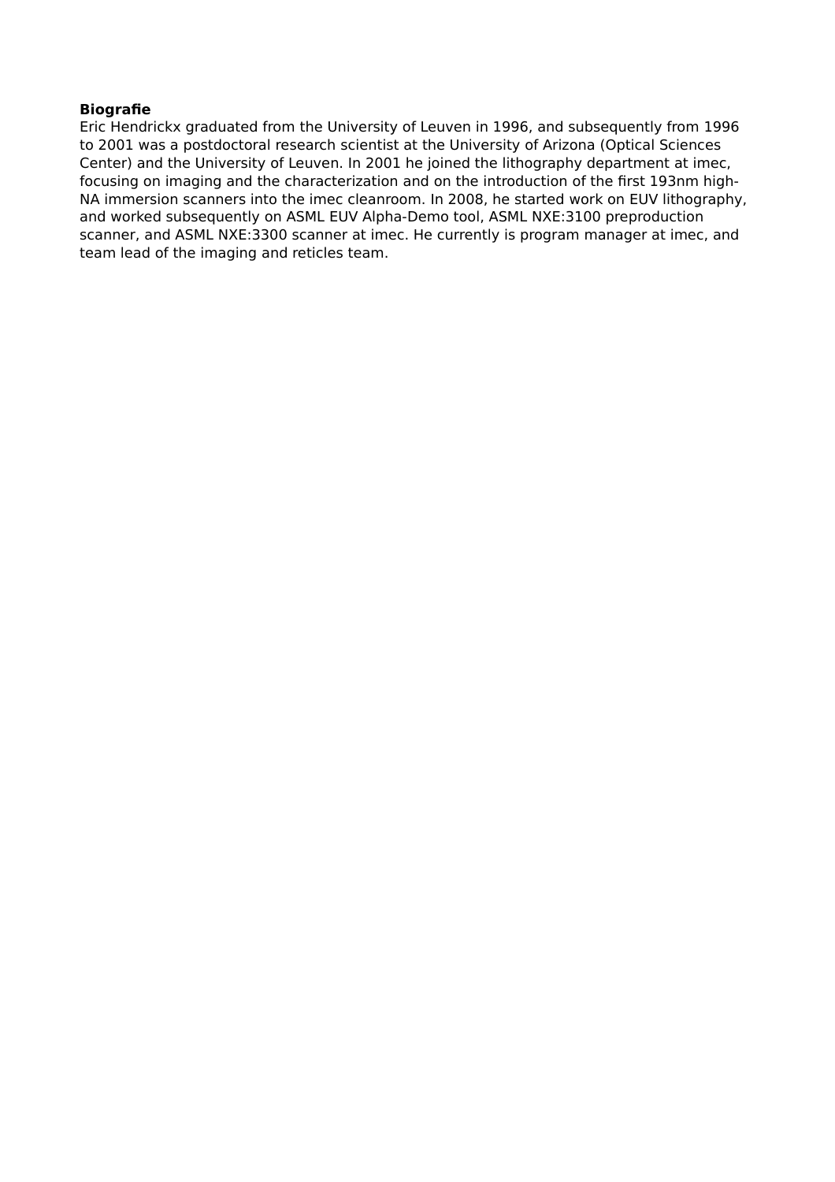**Biografie**

Eric Hendrickx graduated from the University of Leuven in 1996, and subsequently from 1996 to 2001 was a postdoctoral research scientist at the University of Arizona (Optical Sciences Center) and the University of Leuven. In 2001 he joined the lithography department at imec, focusing on imaging and the characterization and on the introduction of the first 193nm high-NA immersion scanners into the imec cleanroom. In 2008, he started work on EUV lithography, and worked subsequently on ASML EUV Alpha-Demo tool, ASML NXE:3100 preproduction scanner, and ASML NXE:3300 scanner at imec. He currently is program manager at imec, and team lead of the imaging and reticles team.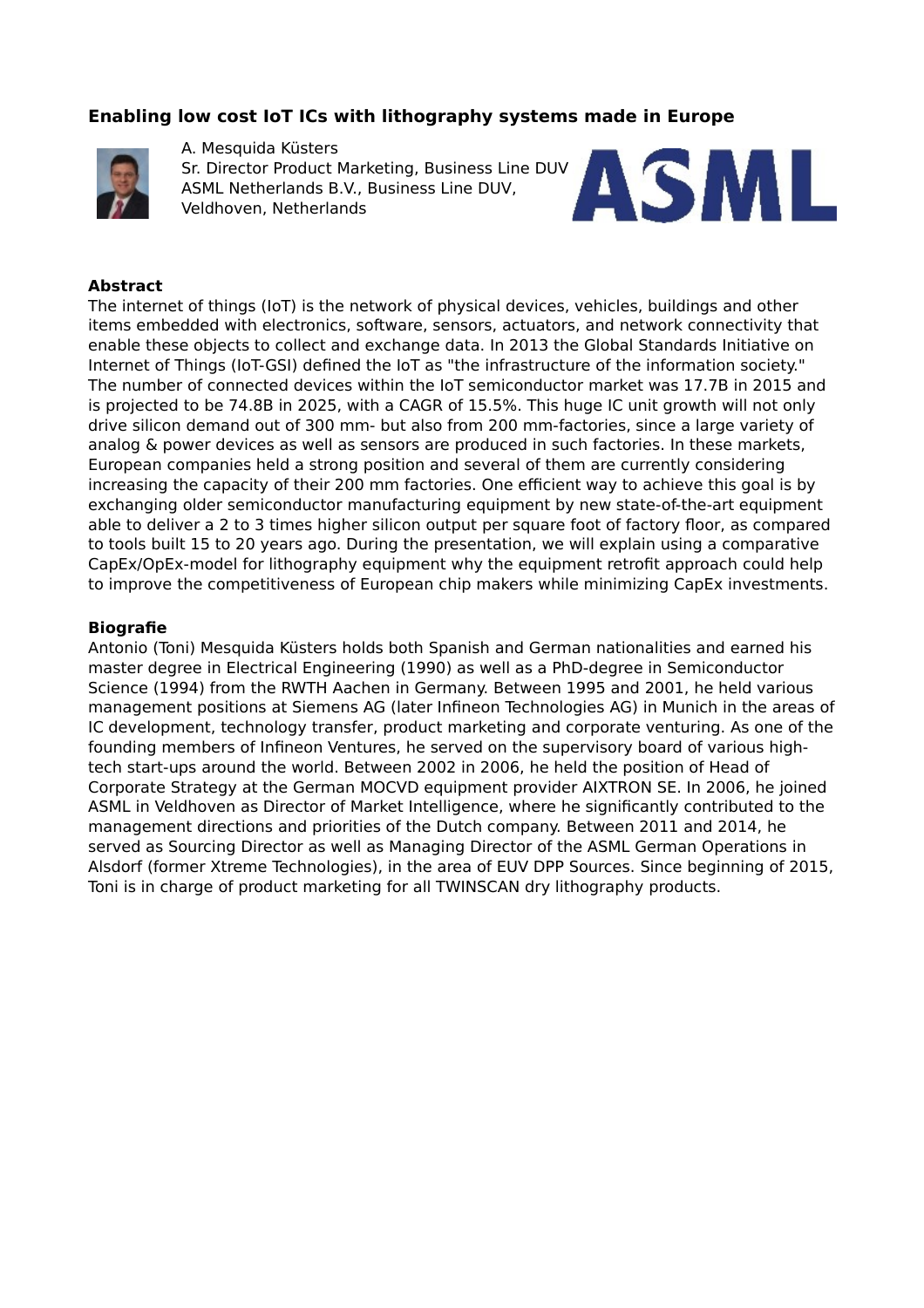## Enabling low cost IoT ICs with lithography systems made in Europe

A. Mesquida Küsters
Sr. Director Product Marketing, Business Line DUV
ASML Netherlands B.V., Business Line DUV,
Veldhoven, Netherlands

**Abstract**

The internet of things (IoT) is the network of physical devices, vehicles, buildings and other items embedded with electronics, software, sensors, actuators, and network connectivity that enable these objects to collect and exchange data. In 2013 the Global Standards Initiative on Internet of Things (IoT-GSI) defined the IoT as "the infrastructure of the information society." The number of connected devices within the IoT semiconductor market was 17.7B in 2015 and is projected to be 74.8B in 2025, with a CAGR of 15.5%. This huge IC unit growth will not only drive silicon demand out of 300 mm- but also from 200 mm-factories, since a large variety of analog & power devices as well as sensors are produced in such factories. In these markets, European companies held a strong position and several of them are currently considering increasing the capacity of their 200 mm factories. One efficient way to achieve this goal is by exchanging older semiconductor manufacturing equipment by new state-of-the-art equipment able to deliver a 2 to 3 times higher silicon output per square foot of factory floor, as compared to tools built 15 to 20 years ago. During the presentation, we will explain using a comparative CapEx/OpEx-model for lithography equipment why the equipment retrofit approach could help to improve the competitiveness of European chip makers while minimizing CapEx investments.

**Biografie**

Antonio (Toni) Mesquida Küsters holds both Spanish and German nationalities and earned his master degree in Electrical Engineering (1990) as well as a PhD-degree in Semiconductor Science (1994) from the RWTH Aachen in Germany. Between 1995 and 2001, he held various management positions at Siemens AG (later Infineon Technologies AG) in Munich in the areas of IC development, technology transfer, product marketing and corporate venturing. As one of the founding members of Infineon Ventures, he served on the supervisory board of various high-tech start-ups around the world. Between 2002 in 2006, he held the position of Head of Corporate Strategy at the German MOCVD equipment provider AIXTRON SE. In 2006, he joined ASML in Veldhoven as Director of Market Intelligence, where he significantly contributed to the management directions and priorities of the Dutch company. Between 2011 and 2014, he served as Sourcing Director as well as Managing Director of the ASML German Operations in Alsdorf (former Xtreme Technologies), in the area of EUV DPP Sources. Since beginning of 2015, Toni is in charge of product marketing for all TWINSCAN dry lithography products.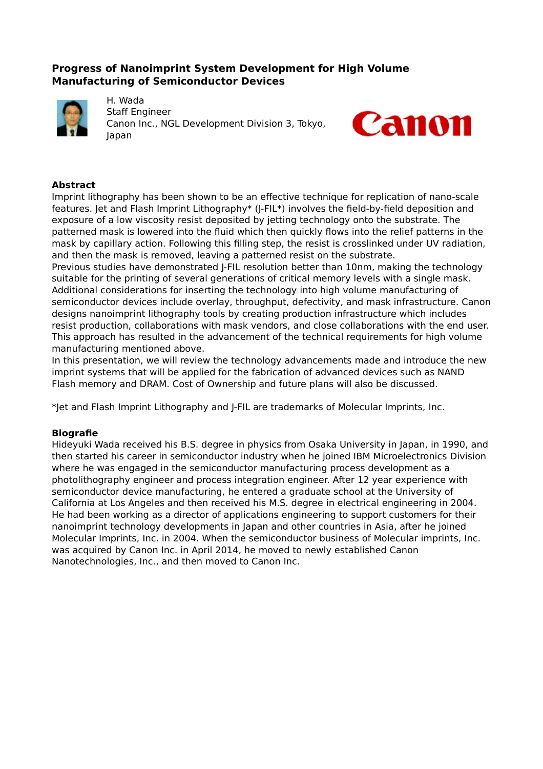## Progress of Nanoimprint System Development for High Volume Manufacturing of Semiconductor Devices

H. Wada
Staff Engineer
Canon Inc., NGL Development Division 3, Tokyo, Japan

### Abstract

Imprint lithography has been shown to be an effective technique for replication of nano-scale features. Jet and Flash Imprint Lithography* (J-FIL*) involves the field-by-field deposition and exposure of a low viscosity resist deposited by jetting technology onto the substrate. The patterned mask is lowered into the fluid which then quickly flows into the relief patterns in the mask by capillary action. Following this filling step, the resist is crosslinked under UV radiation, and then the mask is removed, leaving a patterned resist on the substrate.
Previous studies have demonstrated J-FIL resolution better than 10nm, making the technology suitable for the printing of several generations of critical memory levels with a single mask. Additional considerations for inserting the technology into high volume manufacturing of semiconductor devices include overlay, throughput, defectivity, and mask infrastructure. Canon designs nanoimprint lithography tools by creating production infrastructure which includes resist production, collaborations with mask vendors, and close collaborations with the end user. This approach has resulted in the advancement of the technical requirements for high volume manufacturing mentioned above.
In this presentation, we will review the technology advancements made and introduce the new imprint systems that will be applied for the fabrication of advanced devices such as NAND Flash memory and DRAM. Cost of Ownership and future plans will also be discussed.

*Jet and Flash Imprint Lithography and J-FIL are trademarks of Molecular Imprints, Inc.

### Biografie

Hideyuki Wada received his B.S. degree in physics from Osaka University in Japan, in 1990, and then started his career in semiconductor industry when he joined IBM Microelectronics Division where he was engaged in the semiconductor manufacturing process development as a photolithography engineer and process integration engineer. After 12 year experience with semiconductor device manufacturing, he entered a graduate school at the University of California at Los Angeles and then received his M.S. degree in electrical engineering in 2004. He had been working as a director of applications engineering to support customers for their nanoimprint technology developments in Japan and other countries in Asia, after he joined Molecular Imprints, Inc. in 2004. When the semiconductor business of Molecular imprints, Inc. was acquired by Canon Inc. in April 2014, he moved to newly established Canon Nanotechnologies, Inc., and then moved to Canon Inc.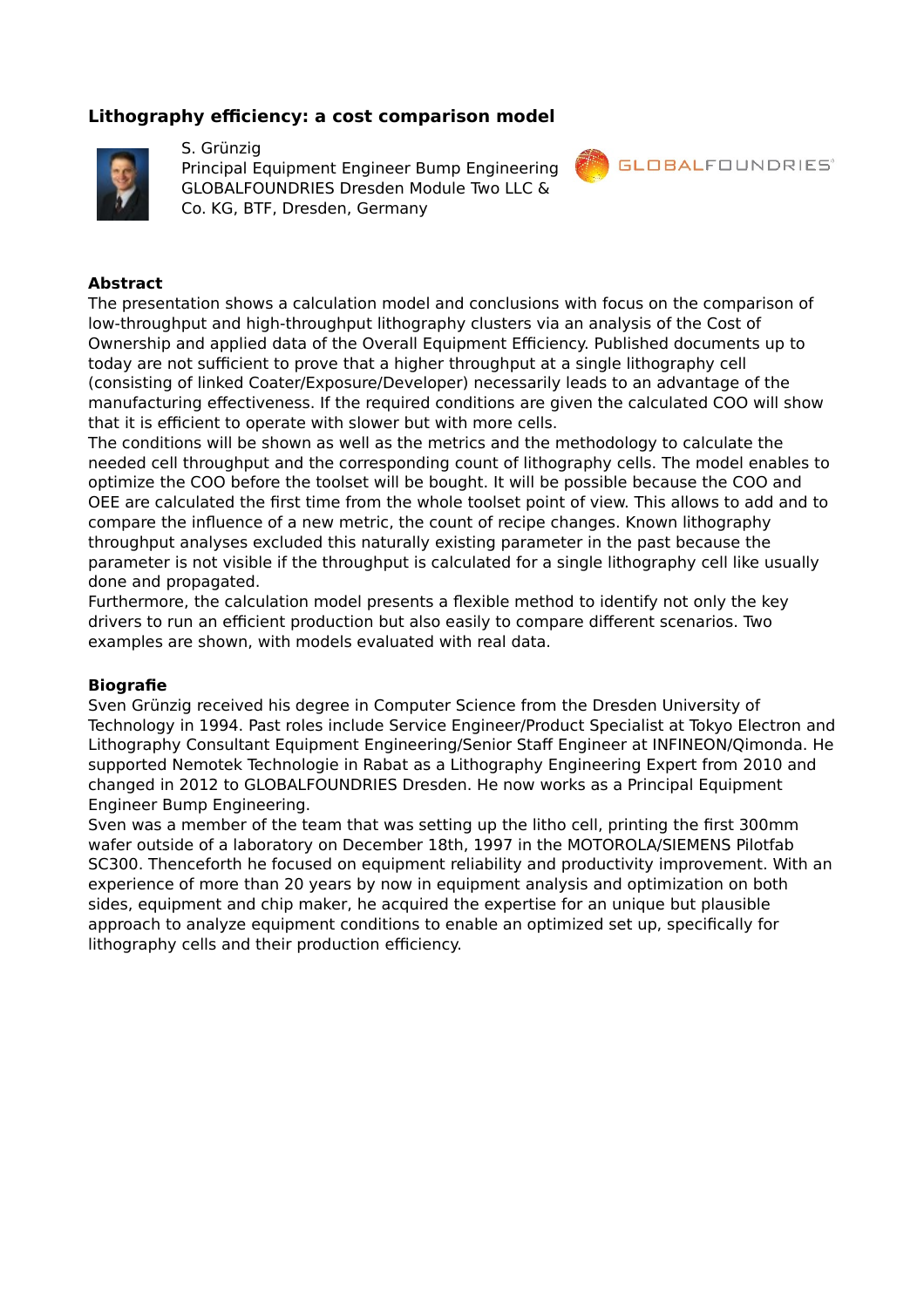## Lithography efficiency: a cost comparison model

S. Grünzig
Principal Equipment Engineer Bump Engineering
GLOBALFOUNDRIES Dresden Module Two LLC & Co. KG, BTF, Dresden, Germany

GLOBALFOUNDRIES

### Abstract

The presentation shows a calculation model and conclusions with focus on the comparison of low-throughput and high-throughput lithography clusters via an analysis of the Cost of Ownership and applied data of the Overall Equipment Efficiency. Published documents up to today are not sufficient to prove that a higher throughput at a single lithography cell (consisting of linked Coater/Exposure/Developer) necessarily leads to an advantage of the manufacturing effectiveness. If the required conditions are given the calculated COO will show that it is efficient to operate with slower but with more cells.
The conditions will be shown as well as the metrics and the methodology to calculate the needed cell throughput and the corresponding count of lithography cells. The model enables to optimize the COO before the toolset will be bought. It will be possible because the COO and OEE are calculated the first time from the whole toolset point of view. This allows to add and to compare the influence of a new metric, the count of recipe changes. Known lithography throughput analyses excluded this naturally existing parameter in the past because the parameter is not visible if the throughput is calculated for a single lithography cell like usually done and propagated.
Furthermore, the calculation model presents a flexible method to identify not only the key drivers to run an efficient production but also easily to compare different scenarios. Two examples are shown, with models evaluated with real data.

### Biografie

Sven Grünzig received his degree in Computer Science from the Dresden University of Technology in 1994. Past roles include Service Engineer/Product Specialist at Tokyo Electron and Lithography Consultant Equipment Engineering/Senior Staff Engineer at INFINEON/Qimonda. He supported Nemotek Technologie in Rabat as a Lithography Engineering Expert from 2010 and changed in 2012 to GLOBALFOUNDRIES Dresden. He now works as a Principal Equipment Engineer Bump Engineering.
Sven was a member of the team that was setting up the litho cell, printing the first 300mm wafer outside of a laboratory on December 18th, 1997 in the MOTOROLA/SIEMENS Pilotfab SC300. Thenceforth he focused on equipment reliability and productivity improvement. With an experience of more than 20 years by now in equipment analysis and optimization on both sides, equipment and chip maker, he acquired the expertise for an unique but plausible approach to analyze equipment conditions to enable an optimized set up, specifically for lithography cells and their production efficiency.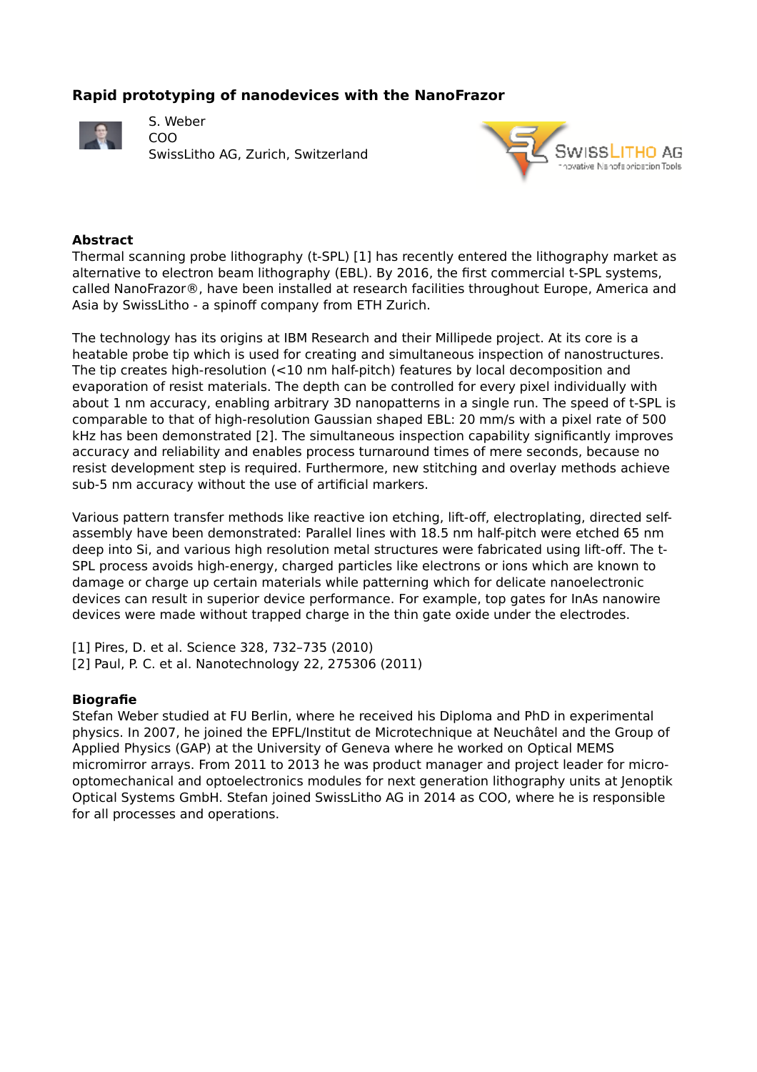## Rapid prototyping of nanodevices with the NanoFrazor

S. Weber
COO
SwissLitho AG, Zurich, Switzerland

### Abstract

Thermal scanning probe lithography (t-SPL) [1] has recently entered the lithography market as alternative to electron beam lithography (EBL). By 2016, the first commercial t-SPL systems, called NanoFrazor®, have been installed at research facilities throughout Europe, America and Asia by SwissLitho - a spinoff company from ETH Zurich.

The technology has its origins at IBM Research and their Millipede project. At its core is a heatable probe tip which is used for creating and simultaneous inspection of nanostructures. The tip creates high-resolution (<10 nm half-pitch) features by local decomposition and evaporation of resist materials. The depth can be controlled for every pixel individually with about 1 nm accuracy, enabling arbitrary 3D nanopatterns in a single run. The speed of t-SPL is comparable to that of high-resolution Gaussian shaped EBL: 20 mm/s with a pixel rate of 500 kHz has been demonstrated [2]. The simultaneous inspection capability significantly improves accuracy and reliability and enables process turnaround times of mere seconds, because no resist development step is required. Furthermore, new stitching and overlay methods achieve sub-5 nm accuracy without the use of artificial markers.

Various pattern transfer methods like reactive ion etching, lift-off, electroplating, directed self-assembly have been demonstrated: Parallel lines with 18.5 nm half-pitch were etched 65 nm deep into Si, and various high resolution metal structures were fabricated using lift-off. The t-SPL process avoids high-energy, charged particles like electrons or ions which are known to damage or charge up certain materials while patterning which for delicate nanoelectronic devices can result in superior device performance. For example, top gates for InAs nanowire devices were made without trapped charge in the thin gate oxide under the electrodes.

[1] Pires, D. et al. Science 328, 732–735 (2010)
[2] Paul, P. C. et al. Nanotechnology 22, 275306 (2011)

### Biografie

Stefan Weber studied at FU Berlin, where he received his Diploma and PhD in experimental physics. In 2007, he joined the EPFL/Institut de Microtechnique at Neuchâtel and the Group of Applied Physics (GAP) at the University of Geneva where he worked on Optical MEMS micromirror arrays. From 2011 to 2013 he was product manager and project leader for micro-optomechanical and optoelectronics modules for next generation lithography units at Jenoptik Optical Systems GmbH. Stefan joined SwissLitho AG in 2014 as COO, where he is responsible for all processes and operations.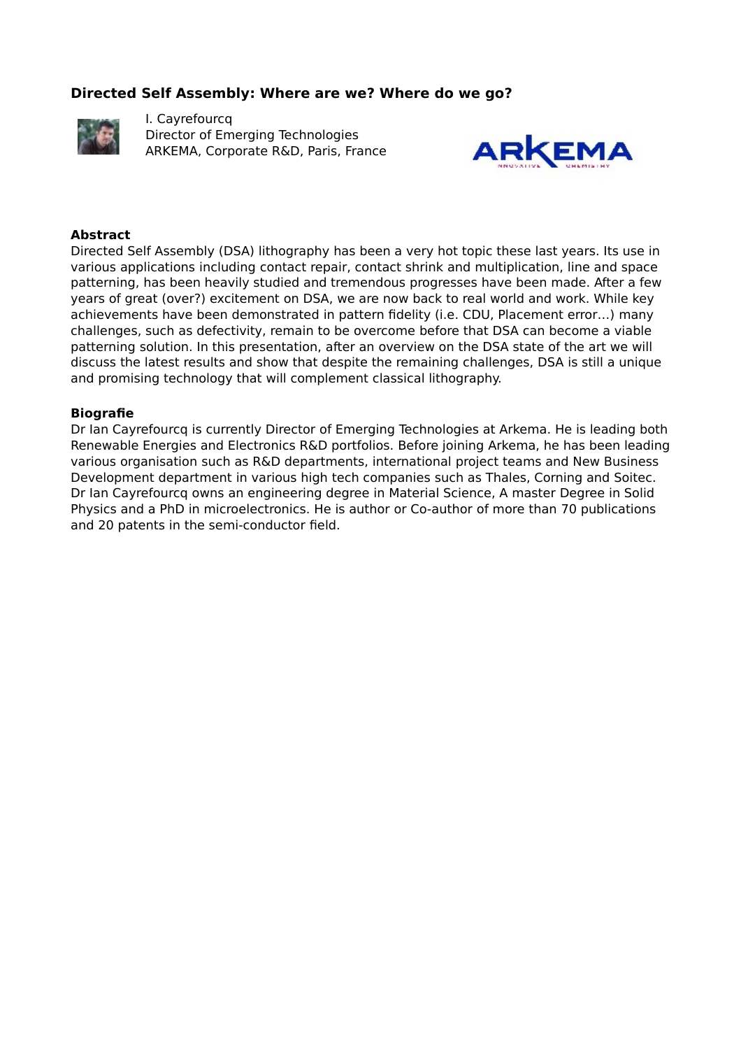## Directed Self Assembly: Where are we? Where do we go?

I. Cayrefourcq
Director of Emerging Technologies
ARKEMA, Corporate R&D, Paris, France

**Abstract**

Directed Self Assembly (DSA) lithography has been a very hot topic these last years. Its use in various applications including contact repair, contact shrink and multiplication, line and space patterning, has been heavily studied and tremendous progresses have been made. After a few years of great (over?) excitement on DSA, we are now back to real world and work. While key achievements have been demonstrated in pattern fidelity (i.e. CDU, Placement error…) many challenges, such as defectivity, remain to be overcome before that DSA can become a viable patterning solution. In this presentation, after an overview on the DSA state of the art we will discuss the latest results and show that despite the remaining challenges, DSA is still a unique and promising technology that will complement classical lithography.

**Biografie**

Dr Ian Cayrefourcq is currently Director of Emerging Technologies at Arkema. He is leading both Renewable Energies and Electronics R&D portfolios. Before joining Arkema, he has been leading various organisation such as R&D departments, international project teams and New Business Development department in various high tech companies such as Thales, Corning and Soitec. Dr Ian Cayrefourcq owns an engineering degree in Material Science, A master Degree in Solid Physics and a PhD in microelectronics. He is author or Co-author of more than 70 publications and 20 patents in the semi-conductor field.